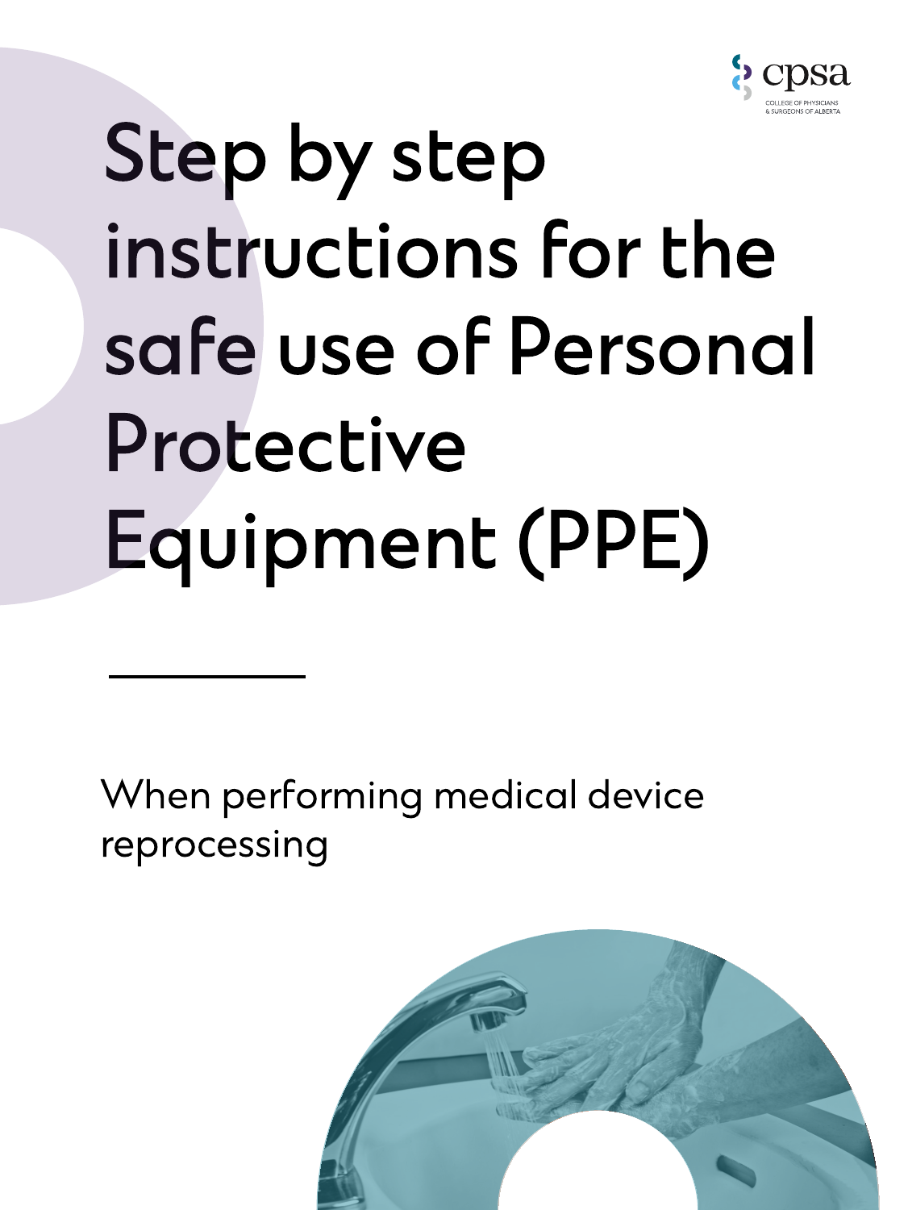cpsa

COLLEGE OF PHYSICIANS & SURGEONS OF ALBERTA

# Step by step instructions for the safe use of Personal Protective Equipment (PPE)

When performing medical device reprocessing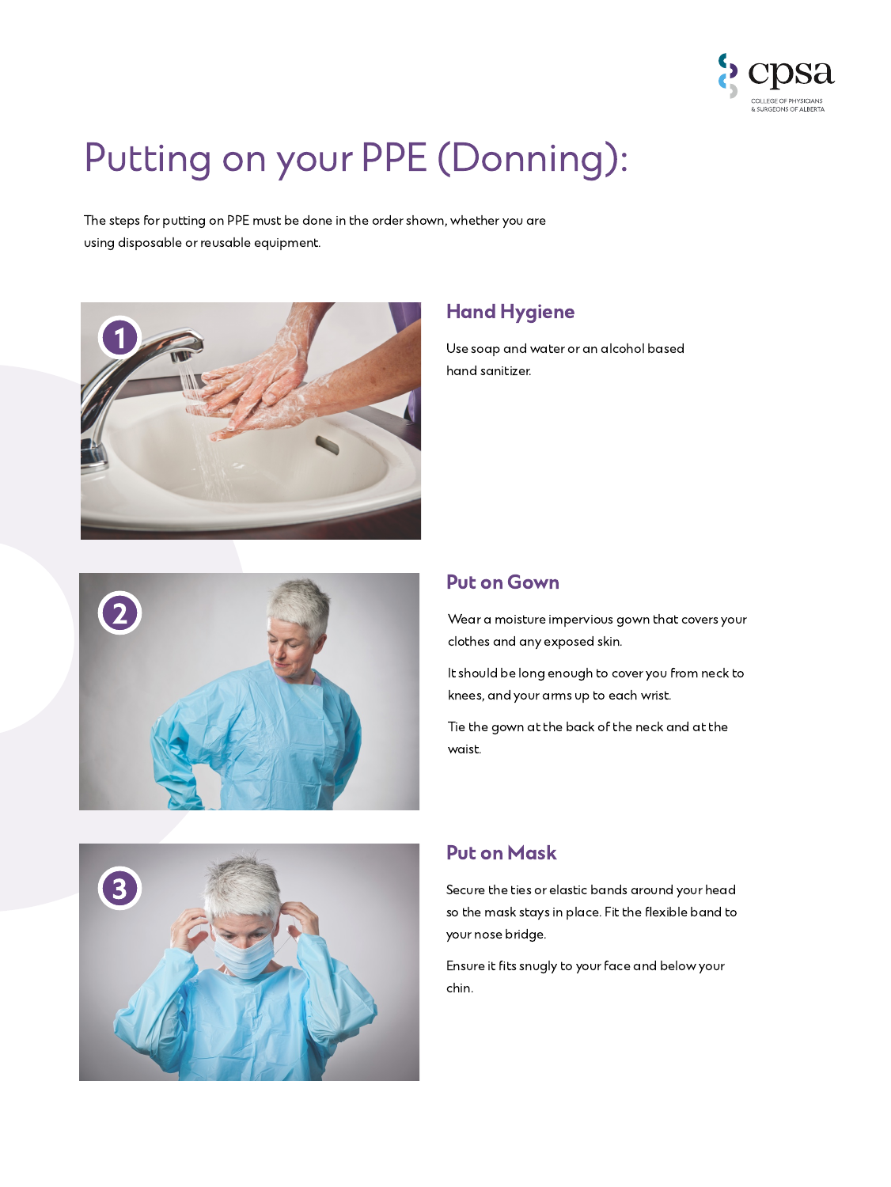# Putting on your PPE (Donning):

The steps for putting on PPE must be done in the order shown, whether you are using disposable or reusable equipment.

## 1 Hand Hygiene

Use soap and water or an alcohol based hand sanitizer.

## 2 Put on Gown

Wear a moisture impervious gown that covers your clothes and any exposed skin.

It should be long enough to cover you from neck to knees, and your arms up to each wrist.

Tie the gown at the back of the neck and at the waist.

## 3 Put on Mask

Secure the ties or elastic bands around your head so the mask stays in place. Fit the flexible band to your nose bridge.

Ensure it fits snugly to your face and below your chin.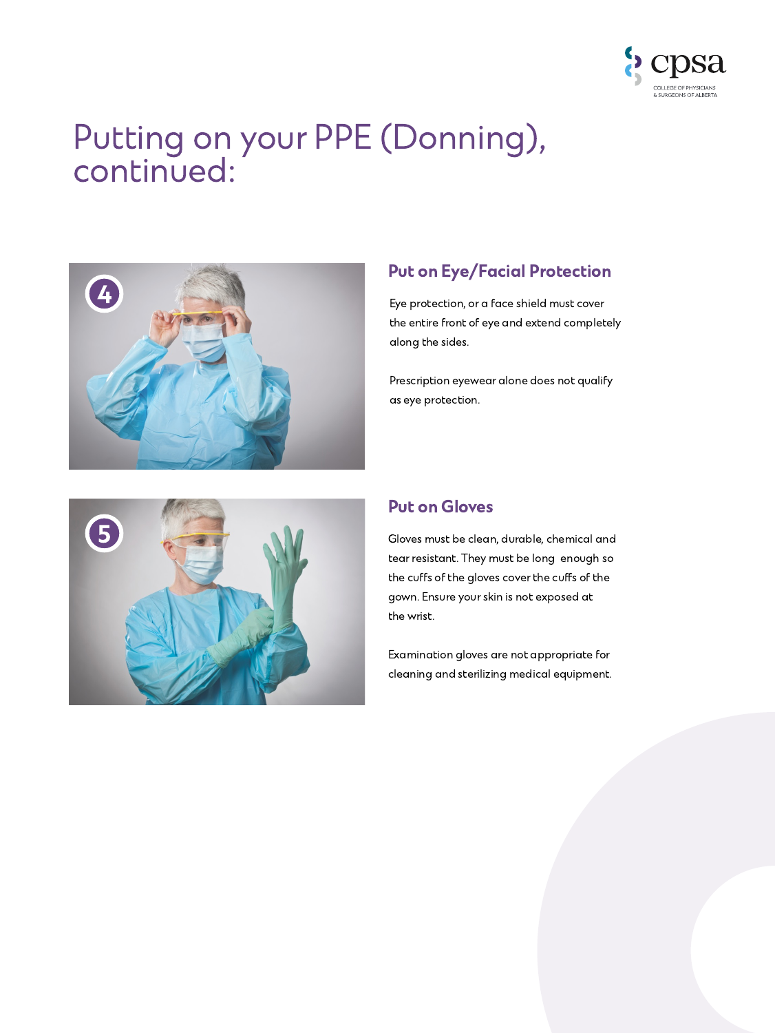# Putting on your PPE (Donning), continued:

## 4. Put on Eye/Facial Protection

Eye protection, or a face shield must cover the entire front of eye and extend completely along the sides.

Prescription eyewear alone does not qualify as eye protection.

## 5. Put on Gloves

Gloves must be clean, durable, chemical and tear resistant. They must be long enough so the cuffs of the gloves cover the cuffs of the gown. Ensure your skin is not exposed at the wrist.

Examination gloves are not appropriate for cleaning and sterilizing medical equipment.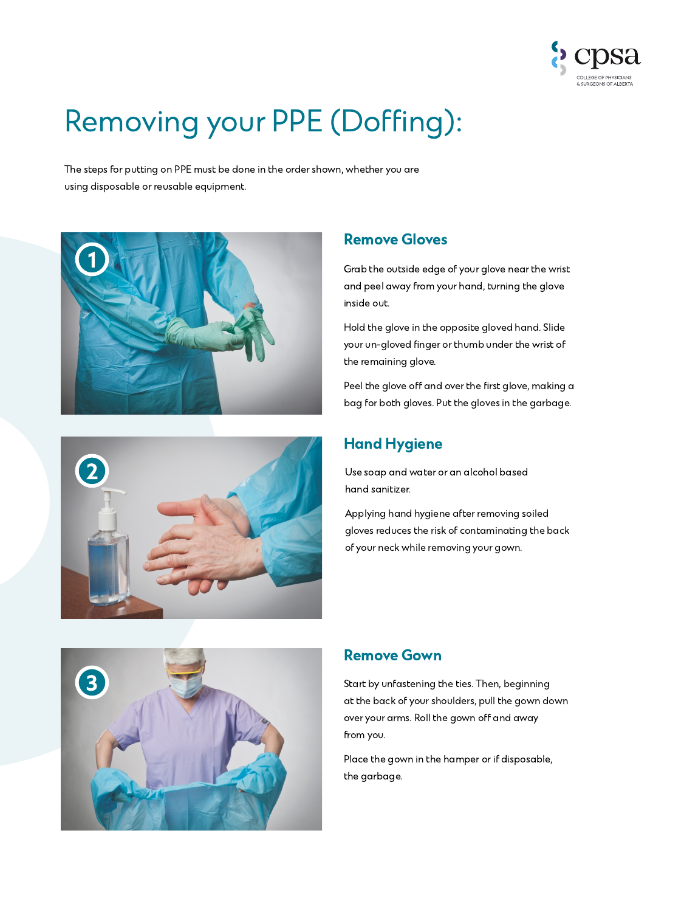# Removing your PPE (Doffing):

The steps for putting on PPE must be done in the order shown, whether you are using disposable or reusable equipment.

## 1. Remove Gloves

Grab the outside edge of your glove near the wrist and peel away from your hand, turning the glove inside out.

Hold the glove in the opposite gloved hand. Slide your un-gloved finger or thumb under the wrist of the remaining glove.

Peel the glove off and over the first glove, making a bag for both gloves. Put the gloves in the garbage.

## 2. Hand Hygiene

Use soap and water or an alcohol based hand sanitizer.

Applying hand hygiene after removing soiled gloves reduces the risk of contaminating the back of your neck while removing your gown.

## 3. Remove Gown

Start by unfastening the ties. Then, beginning at the back of your shoulders, pull the gown down over your arms. Roll the gown off and away from you.

Place the gown in the hamper or if disposable, the garbage.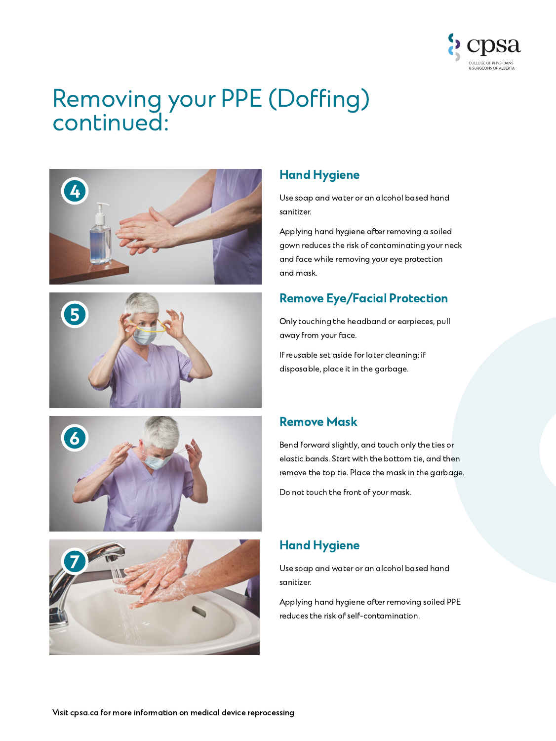# Removing your PPE (Doffing) continued:

## 4 Hand Hygiene

Use soap and water or an alcohol based hand sanitizer.

Applying hand hygiene after removing a soiled gown reduces the risk of contaminating your neck and face while removing your eye protection and mask.

## 5 Remove Eye/Facial Protection

Only touching the headband or earpieces, pull away from your face.

If reusable set aside for later cleaning; if disposable, place it in the garbage.

## 6 Remove Mask

Bend forward slightly, and touch only the ties or elastic bands. Start with the bottom tie, and then remove the top tie. Place the mask in the garbage.

Do not touch the front of your mask.

## 7 Hand Hygiene

Use soap and water or an alcohol based hand sanitizer.

Applying hand hygiene after removing soiled PPE reduces the risk of self-contamination.

Visit cpsa.ca for more information on medical device reprocessing